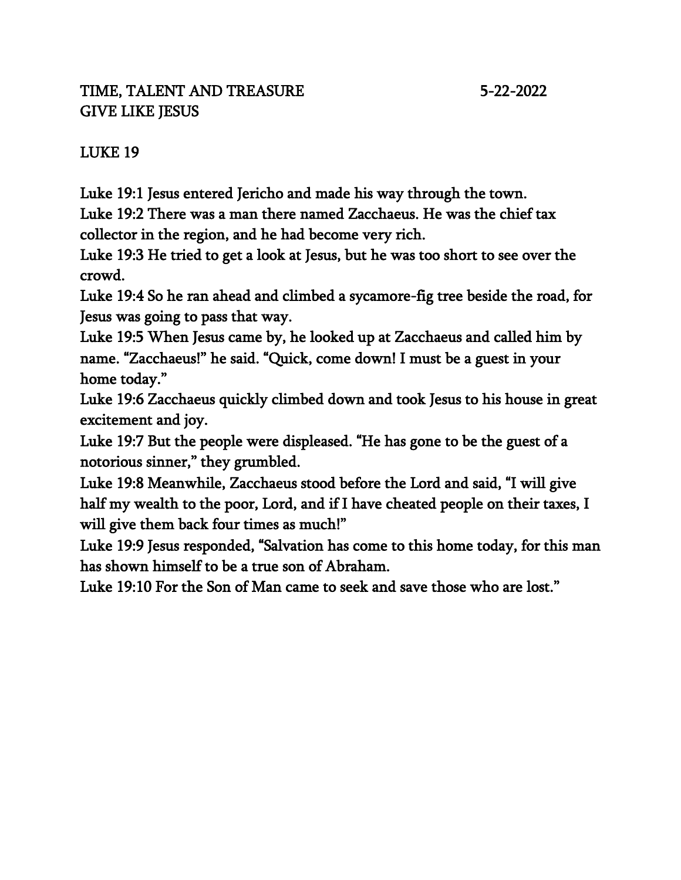TIME, TALENT AND TREASURE 5-22-2022
GIVE LIKE JESUS

LUKE 19

Luke 19:1 Jesus entered Jericho and made his way through the town.
Luke 19:2 There was a man there named Zacchaeus. He was the chief tax collector in the region, and he had become very rich.
Luke 19:3 He tried to get a look at Jesus, but he was too short to see over the crowd.
Luke 19:4 So he ran ahead and climbed a sycamore-fig tree beside the road, for Jesus was going to pass that way.
Luke 19:5 When Jesus came by, he looked up at Zacchaeus and called him by name. "Zacchaeus!" he said. "Quick, come down! I must be a guest in your home today."
Luke 19:6 Zacchaeus quickly climbed down and took Jesus to his house in great excitement and joy.
Luke 19:7 But the people were displeased. "He has gone to be the guest of a notorious sinner," they grumbled.
Luke 19:8 Meanwhile, Zacchaeus stood before the Lord and said, "I will give half my wealth to the poor, Lord, and if I have cheated people on their taxes, I will give them back four times as much!"
Luke 19:9 Jesus responded, "Salvation has come to this home today, for this man has shown himself to be a true son of Abraham.
Luke 19:10 For the Son of Man came to seek and save those who are lost."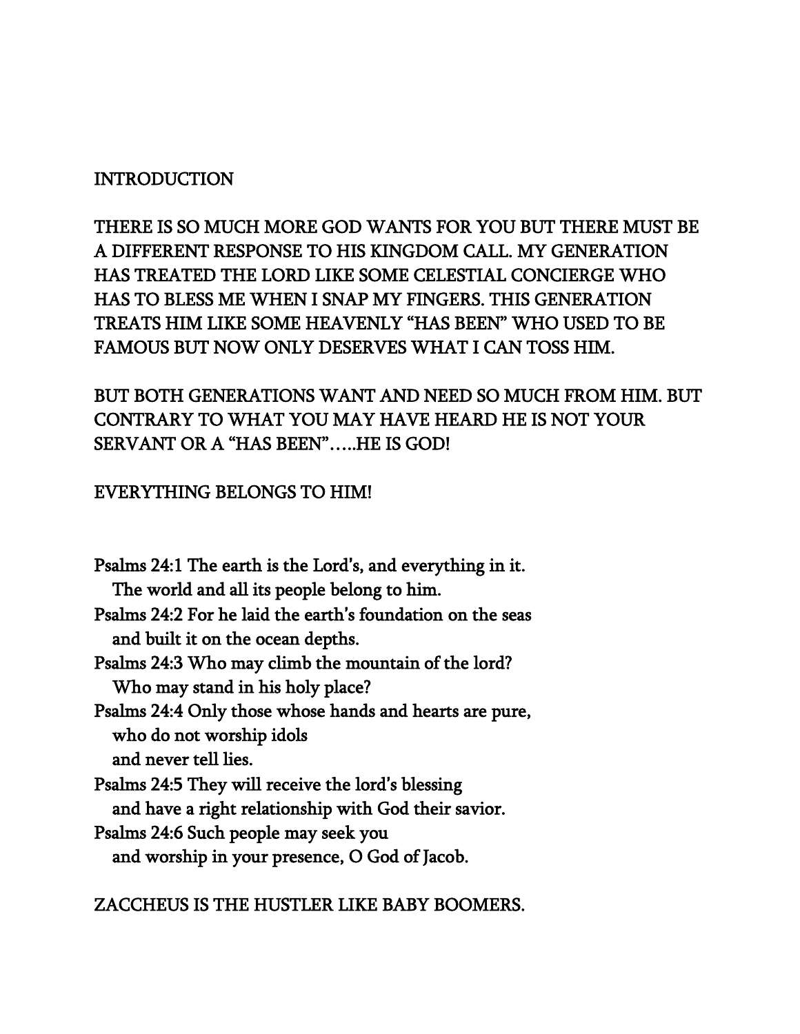INTRODUCTION

THERE IS SO MUCH MORE GOD WANTS FOR YOU BUT THERE MUST BE A DIFFERENT RESPONSE TO HIS KINGDOM CALL. MY GENERATION HAS TREATED THE LORD LIKE SOME CELESTIAL CONCIERGE WHO HAS TO BLESS ME WHEN I SNAP MY FINGERS. THIS GENERATION TREATS HIM LIKE SOME HEAVENLY "HAS BEEN" WHO USED TO BE FAMOUS BUT NOW ONLY DESERVES WHAT I CAN TOSS HIM.

BUT BOTH GENERATIONS WANT AND NEED SO MUCH FROM HIM. BUT CONTRARY TO WHAT YOU MAY HAVE HEARD HE IS NOT YOUR SERVANT OR A "HAS BEEN"…..HE IS GOD!

EVERYTHING BELONGS TO HIM!

Psalms 24:1 The earth is the Lord's, and everything in it.
   The world and all its people belong to him.
Psalms 24:2 For he laid the earth's foundation on the seas
   and built it on the ocean depths.
Psalms 24:3 Who may climb the mountain of the lord?
   Who may stand in his holy place?
Psalms 24:4 Only those whose hands and hearts are pure,
   who do not worship idols
   and never tell lies.
Psalms 24:5 They will receive the lord's blessing
   and have a right relationship with God their savior.
Psalms 24:6 Such people may seek you
   and worship in your presence, O God of Jacob.

ZACCHEUS IS THE HUSTLER LIKE BABY BOOMERS.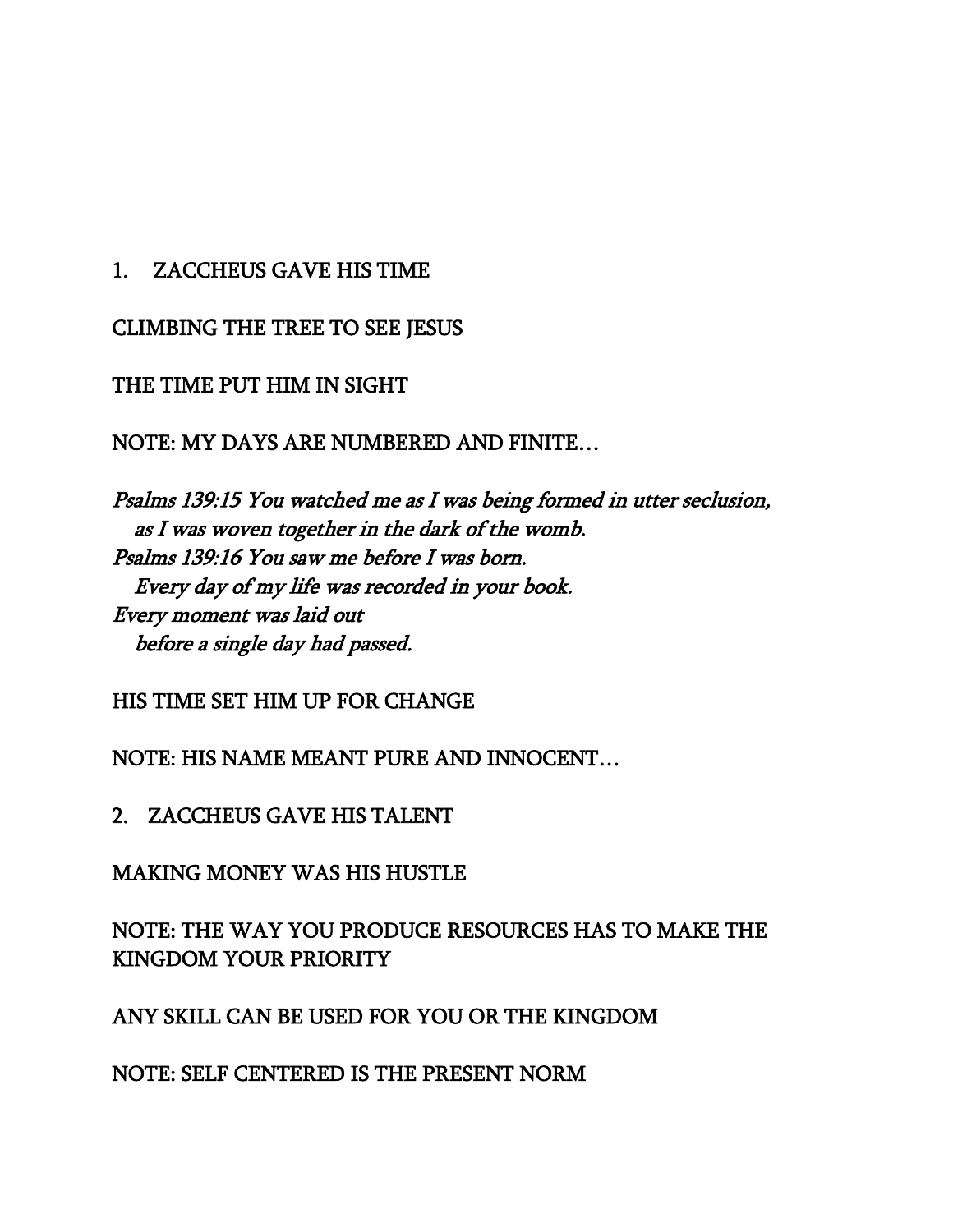1. ZACCHEUS GAVE HIS TIME

CLIMBING THE TREE TO SEE JESUS

THE TIME PUT HIM IN SIGHT

NOTE: MY DAYS ARE NUMBERED AND FINITE…

*Psalms 139:15 You watched me as I was being formed in utter seclusion,*
*as I was woven together in the dark of the womb.*
*Psalms 139:16 You saw me before I was born.*
*Every day of my life was recorded in your book.*
*Every moment was laid out*
*before a single day had passed.*

HIS TIME SET HIM UP FOR CHANGE

NOTE: HIS NAME MEANT PURE AND INNOCENT…

2. ZACCHEUS GAVE HIS TALENT

MAKING MONEY WAS HIS HUSTLE

NOTE: THE WAY YOU PRODUCE RESOURCES HAS TO MAKE THE KINGDOM YOUR PRIORITY

ANY SKILL CAN BE USED FOR YOU OR THE KINGDOM

NOTE: SELF CENTERED IS THE PRESENT NORM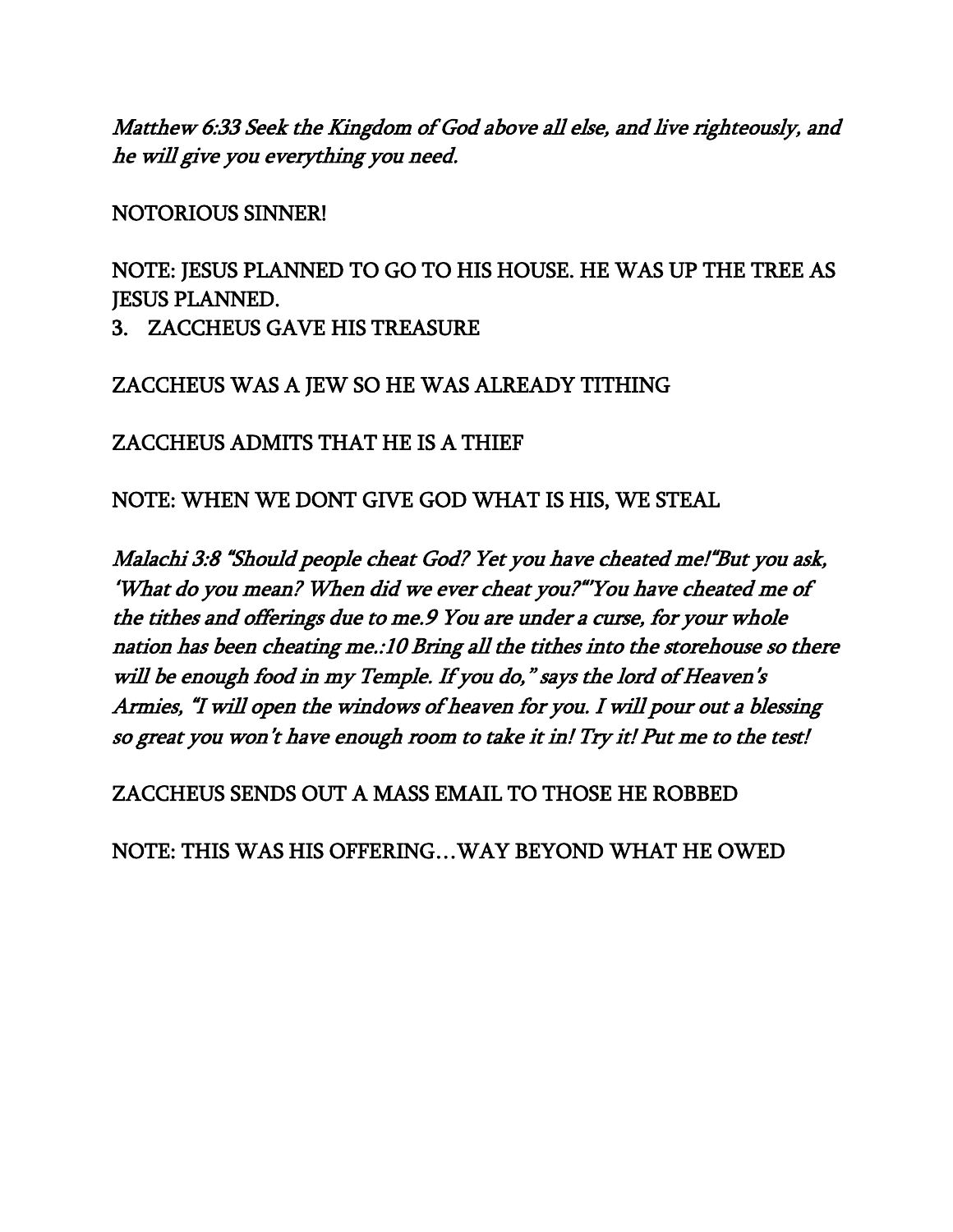*Matthew 6:33 Seek the Kingdom of God above all else, and live righteously, and he will give you everything you need.*

NOTORIOUS SINNER!

NOTE: JESUS PLANNED TO GO TO HIS HOUSE. HE WAS UP THE TREE AS JESUS PLANNED.

3. ZACCHEUS GAVE HIS TREASURE

ZACCHEUS WAS A JEW SO HE WAS ALREADY TITHING

ZACCHEUS ADMITS THAT HE IS A THIEF

NOTE: WHEN WE DONT GIVE GOD WHAT IS HIS, WE STEAL

*Malachi 3:8 "Should people cheat God? Yet you have cheated me!"But you ask, 'What do you mean? When did we ever cheat you?'"You have cheated me of the tithes and offerings due to me.9 You are under a curse, for your whole nation has been cheating me.:10 Bring all the tithes into the storehouse so there will be enough food in my Temple. If you do," says the lord of Heaven's Armies, "I will open the windows of heaven for you. I will pour out a blessing so great you won't have enough room to take it in! Try it! Put me to the test!*

ZACCHEUS SENDS OUT A MASS EMAIL TO THOSE HE ROBBED

NOTE: THIS WAS HIS OFFERING…WAY BEYOND WHAT HE OWED